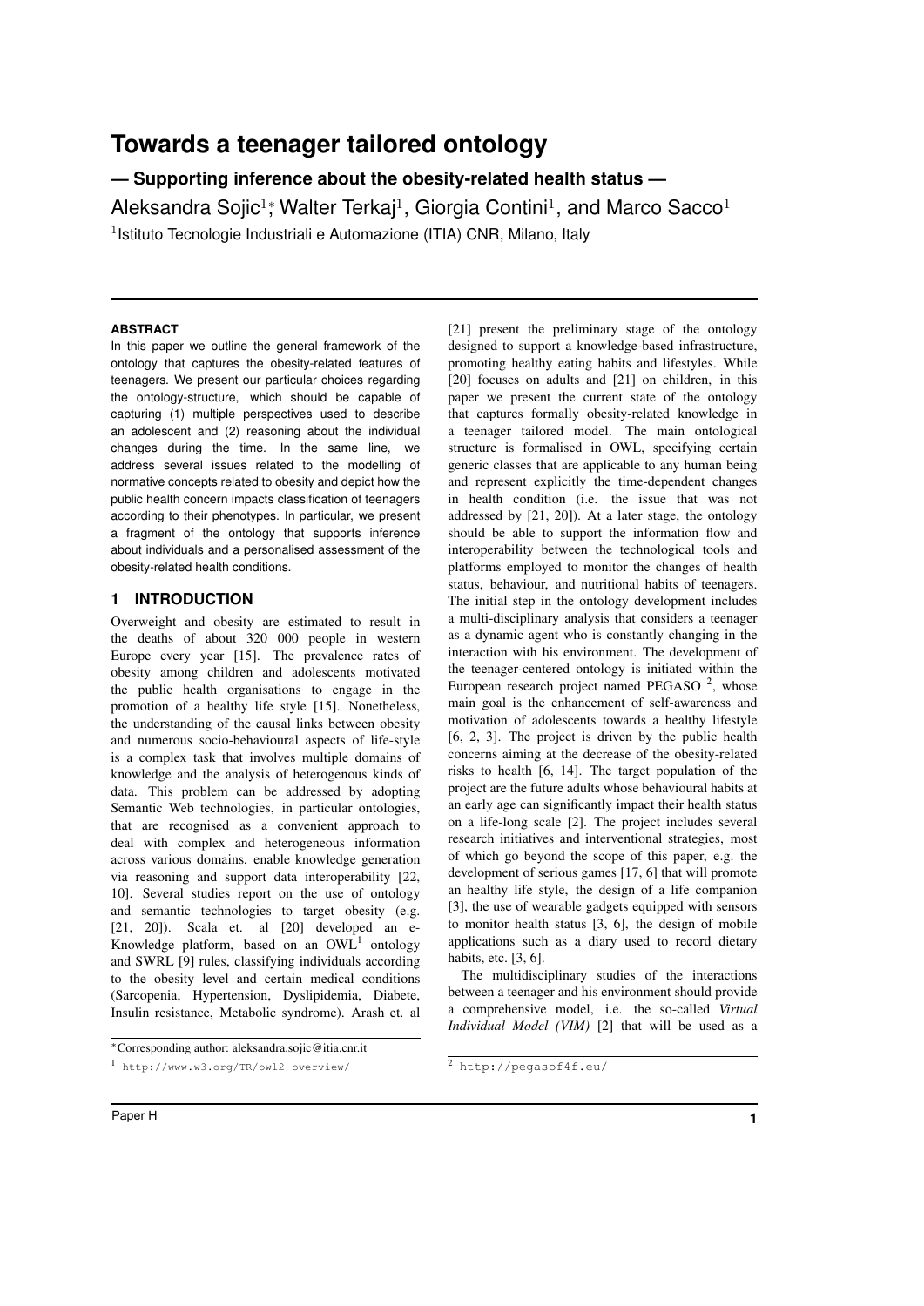# Towards a teenager tailored ontology

## — Supporting inference about the obesity-related health status —

Aleksandra Sojic[1]*, Walter Terkaj[1], Giorgia Contini[1], and Marco Sacco[1]

[1]Istituto Tecnologie Industriali e Automazione (ITIA) CNR, Milano, Italy

---

**ABSTRACT**

In this paper we outline the general framework of the ontology that captures the obesity-related features of teenagers. We present our particular choices regarding the ontology-structure, which should be capable of capturing (1) multiple perspectives used to describe an adolescent and (2) reasoning about the individual changes during the time. In the same line, we address several issues related to the modelling of normative concepts related to obesity and depict how the public health concern impacts classification of teenagers according to their phenotypes. In particular, we present a fragment of the ontology that supports inference about individuals and a personalised assessment of the obesity-related health conditions.

## 1 INTRODUCTION

Overweight and obesity are estimated to result in the deaths of about 320 000 people in western Europe every year [15]. The prevalence rates of obesity among children and adolescents motivated the public health organisations to engage in the promotion of a healthy life style [15]. Nonetheless, the understanding of the causal links between obesity and numerous socio-behavioural aspects of life-style is a complex task that involves multiple domains of knowledge and the analysis of heterogenous kinds of data. This problem can be addressed by adopting Semantic Web technologies, in particular ontologies, that are recognised as a convenient approach to deal with complex and heterogeneous information across various domains, enable knowledge generation via reasoning and support data interoperability [22, 10]. Several studies report on the use of ontology and semantic technologies to target obesity (e.g. [21, 20]). Scala et. al [20] developed an e-Knowledge platform, based on an OWL[1] ontology and SWRL [9] rules, classifying individuals according to the obesity level and certain medical conditions (Sarcopenia, Hypertension, Dyslipidemia, Diabete, Insulin resistance, Metabolic syndrome). Arash et. al [21] present the preliminary stage of the ontology designed to support a knowledge-based infrastructure, promoting healthy eating habits and lifestyles. While [20] focuses on adults and [21] on children, in this paper we present the current state of the ontology that captures formally obesity-related knowledge in a teenager tailored model. The main ontological structure is formalised in OWL, specifying certain generic classes that are applicable to any human being and represent explicitly the time-dependent changes in health condition (i.e. the issue that was not addressed by [21, 20]). At a later stage, the ontology should be able to support the information flow and interoperability between the technological tools and platforms employed to monitor the changes of health status, behaviour, and nutritional habits of teenagers. The initial step in the ontology development includes a multi-disciplinary analysis that considers a teenager as a dynamic agent who is constantly changing in the interaction with his environment. The development of the teenager-centered ontology is initiated within the European research project named PEGASO [2], whose main goal is the enhancement of self-awareness and motivation of adolescents towards a healthy lifestyle [6, 2, 3]. The project is driven by the public health concerns aiming at the decrease of the obesity-related risks to health [6, 14]. The target population of the project are the future adults whose behavioural habits at an early age can significantly impact their health status on a life-long scale [2]. The project includes several research initiatives and interventional strategies, most of which go beyond the scope of this paper, e.g. the development of serious games [17, 6] that will promote an healthy life style, the design of a life companion [3], the use of wearable gadgets equipped with sensors to monitor health status [3, 6], the design of mobile applications such as a diary used to record dietary habits, etc. [3, 6].

The multidisciplinary studies of the interactions between a teenager and his environment should provide a comprehensive model, i.e. the so-called *Virtual Individual Model (VIM)* [2] that will be used as a

---

*Corresponding author: aleksandra.sojic@itia.cnr.it

[1] http://www.w3.org/TR/owl2-overview/

[2] http://pegasof4f.eu/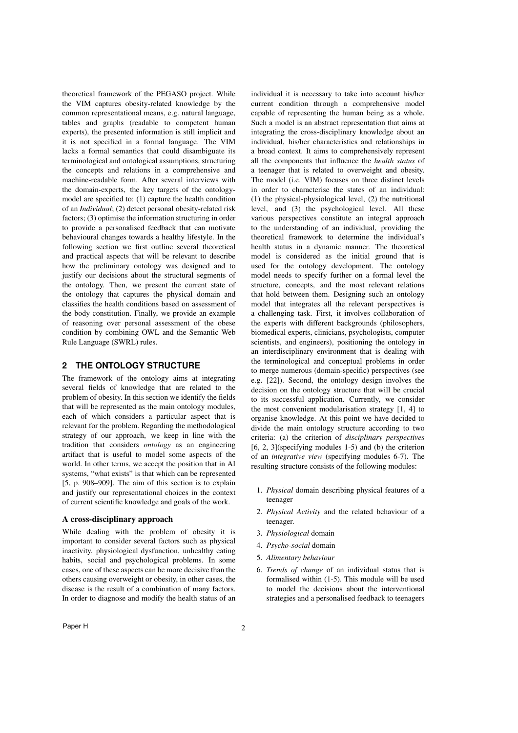theoretical framework of the PEGASO project. While the VIM captures obesity-related knowledge by the common representational means, e.g. natural language, tables and graphs (readable to competent human experts), the presented information is still implicit and it is not specified in a formal language. The VIM lacks a formal semantics that could disambiguate its terminological and ontological assumptions, structuring the concepts and relations in a comprehensive and machine-readable form. After several interviews with the domain-experts, the key targets of the ontology-model are specified to: (1) capture the health condition of an *Individual*; (2) detect personal obesity-related risk factors; (3) optimise the information structuring in order to provide a personalised feedback that can motivate behavioural changes towards a healthy lifestyle. In the following section we first outline several theoretical and practical aspects that will be relevant to describe how the preliminary ontology was designed and to justify our decisions about the structural segments of the ontology. Then, we present the current state of the ontology that captures the physical domain and classifies the health conditions based on assessment of the body constitution. Finally, we provide an example of reasoning over personal assessment of the obese condition by combining OWL and the Semantic Web Rule Language (SWRL) rules.

## 2 THE ONTOLOGY STRUCTURE

The framework of the ontology aims at integrating several fields of knowledge that are related to the problem of obesity. In this section we identify the fields that will be represented as the main ontology modules, each of which considers a particular aspect that is relevant for the problem. Regarding the methodological strategy of our approach, we keep in line with the tradition that considers *ontology* as an engineering artifact that is useful to model some aspects of the world. In other terms, we accept the position that in AI systems, "what exists" is that which can be represented [5, p. 908–909]. The aim of this section is to explain and justify our representational choices in the context of current scientific knowledge and goals of the work.

### A cross-disciplinary approach

While dealing with the problem of obesity it is important to consider several factors such as physical inactivity, physiological dysfunction, unhealthy eating habits, social and psychological problems. In some cases, one of these aspects can be more decisive than the others causing overweight or obesity, in other cases, the disease is the result of a combination of many factors. In order to diagnose and modify the health status of an individual it is necessary to take into account his/her current condition through a comprehensive model capable of representing the human being as a whole. Such a model is an abstract representation that aims at integrating the cross-disciplinary knowledge about an individual, his/her characteristics and relationships in a broad context. It aims to comprehensively represent all the components that influence the *health status* of a teenager that is related to overweight and obesity. The model (i.e. VIM) focuses on three distinct levels in order to characterise the states of an individual: (1) the physical-physiological level, (2) the nutritional level, and (3) the psychological level. All these various perspectives constitute an integral approach to the understanding of an individual, providing the theoretical framework to determine the individual's health status in a dynamic manner. The theoretical model is considered as the initial ground that is used for the ontology development. The ontology model needs to specify further on a formal level the structure, concepts, and the most relevant relations that hold between them. Designing such an ontology model that integrates all the relevant perspectives is a challenging task. First, it involves collaboration of the experts with different backgrounds (philosophers, biomedical experts, clinicians, psychologists, computer scientists, and engineers), positioning the ontology in an interdisciplinary environment that is dealing with the terminological and conceptual problems in order to merge numerous (domain-specific) perspectives (see e.g. [22]). Second, the ontology design involves the decision on the ontology structure that will be crucial to its successful application. Currently, we consider the most convenient modularisation strategy [1, 4] to organise knowledge. At this point we have decided to divide the main ontology structure according to two criteria: (a) the criterion of *disciplinary perspectives* [6, 2, 3](specifying modules 1-5) and (b) the criterion of an *integrative view* (specifying modules 6-7). The resulting structure consists of the following modules:

1. *Physical* domain describing physical features of a teenager
2. *Physical Activity* and the related behaviour of a teenager.
3. *Physiological* domain
4. *Psycho-social* domain
5. *Alimentary behaviour*
6. *Trends of change* of an individual status that is formalised within (1-5). This module will be used to model the decisions about the interventional strategies and a personalised feedback to teenagers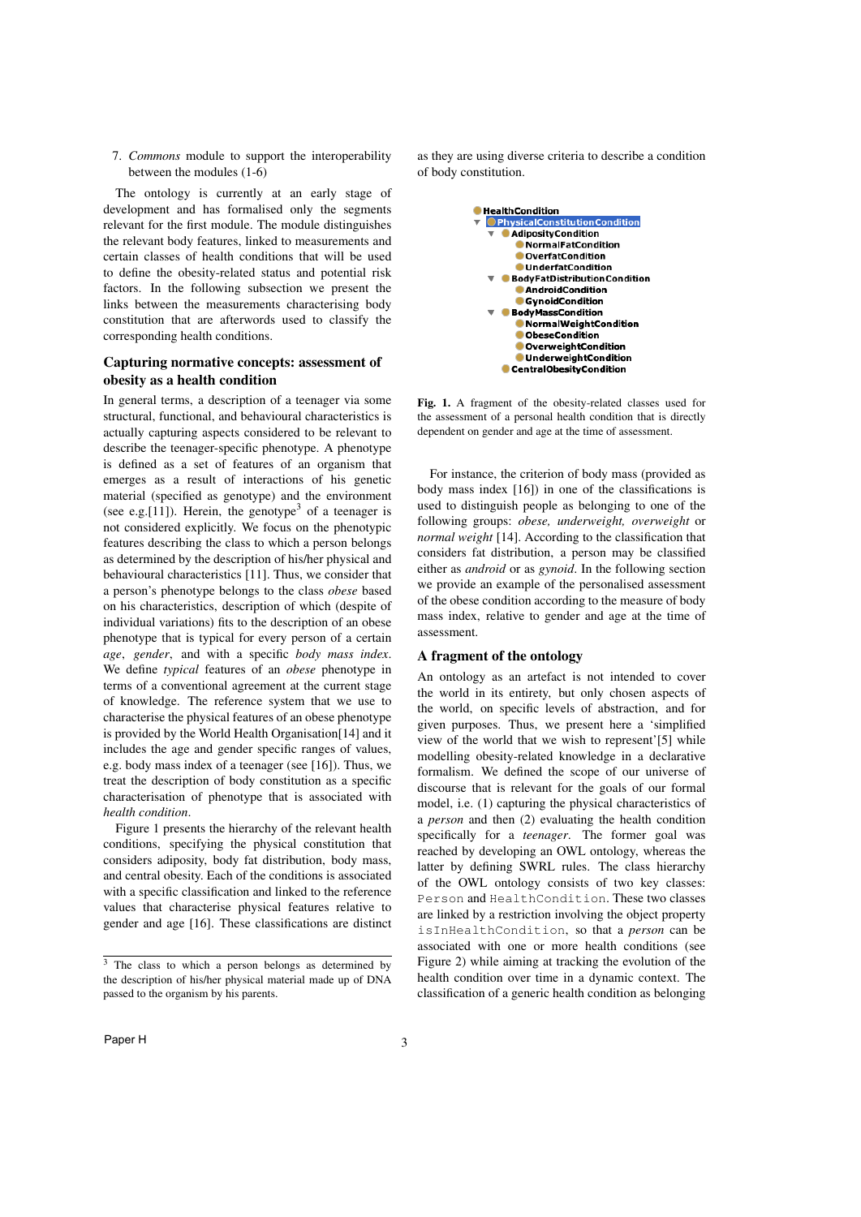7. *Commons* module to support the interoperability between the modules (1-6)

The ontology is currently at an early stage of development and has formalised only the segments relevant for the first module. The module distinguishes the relevant body features, linked to measurements and certain classes of health conditions that will be used to define the obesity-related status and potential risk factors. In the following subsection we present the links between the measurements characterising body constitution that are afterwords used to classify the corresponding health conditions.

### Capturing normative concepts: assessment of obesity as a health condition

In general terms, a description of a teenager via some structural, functional, and behavioural characteristics is actually capturing aspects considered to be relevant to describe the teenager-specific phenotype. A phenotype is defined as a set of features of an organism that emerges as a result of interactions of his genetic material (specified as genotype) and the environment (see e.g.[11]). Herein, the genotype[3] of a teenager is not considered explicitly. We focus on the phenotypic features describing the class to which a person belongs as determined by the description of his/her physical and behavioural characteristics [11]. Thus, we consider that a person's phenotype belongs to the class *obese* based on his characteristics, description of which (despite of individual variations) fits to the description of an obese phenotype that is typical for every person of a certain *age*, *gender*, and with a specific *body mass index*. We define *typical* features of an *obese* phenotype in terms of a conventional agreement at the current stage of knowledge. The reference system that we use to characterise the physical features of an obese phenotype is provided by the World Health Organisation[14] and it includes the age and gender specific ranges of values, e.g. body mass index of a teenager (see [16]). Thus, we treat the description of body constitution as a specific characterisation of phenotype that is associated with *health condition*.

Figure 1 presents the hierarchy of the relevant health conditions, specifying the physical constitution that considers adiposity, body fat distribution, body mass, and central obesity. Each of the conditions is associated with a specific classification and linked to the reference values that characterise physical features relative to gender and age [16]. These classifications are distinct as they are using diverse criteria to describe a condition of body constitution.

- HealthCondition
  - PhysicalConstitutionCondition
    - AdiposityCondition
      - NormalFatCondition
      - OverfatCondition
      - UnderfatCondition
    - BodyFatDistributionCondition
      - AndroidCondition
      - GynoidCondition
    - BodyMassCondition
      - NormalWeightCondition
      - ObeseCondition
      - OverweightCondition
      - UnderweightCondition
    - CentralObesityCondition

**Fig. 1.** A fragment of the obesity-related classes used for the assessment of a personal health condition that is directly dependent on gender and age at the time of assessment.

For instance, the criterion of body mass (provided as body mass index [16]) in one of the classifications is used to distinguish people as belonging to one of the following groups: *obese, underweight, overweight* or *normal weight* [14]. According to the classification that considers fat distribution, a person may be classified either as *android* or as *gynoid*. In the following section we provide an example of the personalised assessment of the obese condition according to the measure of body mass index, relative to gender and age at the time of assessment.

### A fragment of the ontology

An ontology as an artefact is not intended to cover the world in its entirety, but only chosen aspects of the world, on specific levels of abstraction, and for given purposes. Thus, we present here a 'simplified view of the world that we wish to represent'[5] while modelling obesity-related knowledge in a declarative formalism. We defined the scope of our universe of discourse that is relevant for the goals of our formal model, i.e. (1) capturing the physical characteristics of a *person* and then (2) evaluating the health condition specifically for a *teenager*. The former goal was reached by developing an OWL ontology, whereas the latter by defining SWRL rules. The class hierarchy of the OWL ontology consists of two key classes: `Person` and `HealthCondition`. These two classes are linked by a restriction involving the object property `isInHealthCondition`, so that a *person* can be associated with one or more health conditions (see Figure 2) while aiming at tracking the evolution of the health condition over time in a dynamic context. The classification of a generic health condition as belonging

[3] The class to which a person belongs as determined by the description of his/her physical material made up of DNA passed to the organism by his parents.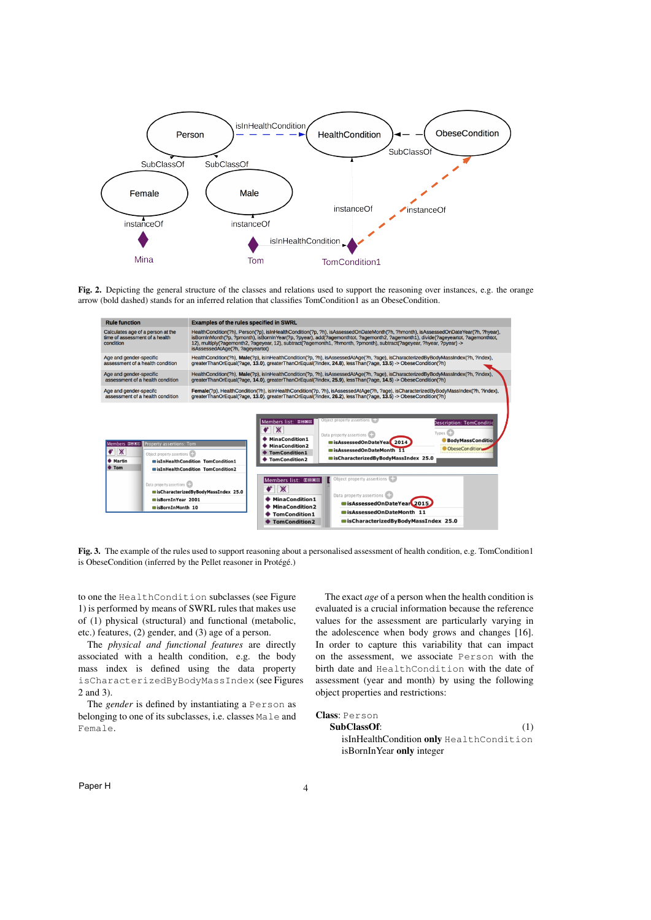**Fig. 2.** Depicting the general structure of the classes and relations used to support the reasoning over instances, e.g. the orange arrow (bold dashed) stands for an inferred relation that classifies TomCondition1 as an ObeseCondition.

| Rule function | Examples of the rules specified in SWRL |
|---|---|
| Calculates age of a person at the time of assessment of a health condition | HealthCondition(?h), Person(?p), isInHealthCondition(?p, ?h), isAssessedOnDateMonth(?h, ?hmonth), isAssessedOnDateYear(?h, ?hyear), isBornInMonth(?p, ?pmonth), isBornInYear(?p, ?pyear), add(?agemonthtot, ?agemonth2, ?agemonth1), divide(?ageyeartot, ?agemonthtot, 12), multiply(?agemonth2, ?ageyear, 12), subtract(?agemonth1, ?hmonth, ?pmonth), subtract(?ageyear, ?hyear, ?pyear) -> isAssessedAtAge(?h, ?ageyeartot) |
| Age and gender-specific assessment of a health condition | HealthCondition(?h), **Male**(?p), isInHealthCondition(?p, ?h), isAssessedAtAge(?h, ?age), isCharacterizedByBodyMassIndex(?h, ?index), greaterThanOrEqual(?age, **13.0**), greaterThanOrEqual(?index, **24.8**), lessThan(?age, **13.5**) -> ObeseCondition(?h) |
| Age and gender-specific assessment of a health condition | HealthCondition(?h), **Male**(?p), isInHealthCondition(?p, ?h), isAssessedAtAge(?h, ?age), isCharacterizedByBodyMassIndex(?h, ?index), greaterThanOrEqual(?age, **14.0**), greaterThanOrEqual(?index, **25.9**), lessThan(?age, **14.5**) -> ObeseCondition(?h) |
| Age and gender-specifc assessment of a health condition | **Female**(?p), HealthCondition(?h), isInHealthCondition(?p, ?h), isAssessedAtAge(?h, ?age), isCharacterizedByBodyMassIndex(?h, ?index), greaterThanOrEqual(?age, **13.0**), greaterThanOrEqual(?index, **26.2**), lessThan(?age, **13.5**) -> ObeseCondition(?h) |

**Fig. 3.** The example of the rules used to support reasoning about a personalised assessment of health condition, e.g. TomCondition1 is ObeseCondition (inferred by the Pellet reasoner in Protégé.)

to one the `HealthCondition` subclasses (see Figure 1) is performed by means of SWRL rules that makes use of (1) physical (structural) and functional (metabolic, etc.) features, (2) gender, and (3) age of a person.

The *physical and functional features* are directly associated with a health condition, e.g. the body mass index is defined using the data property `isCharacterizedByBodyMassIndex` (see Figures 2 and 3).

The *gender* is defined by instantiating a `Person` as belonging to one of its subclasses, i.e. classes `Male` and `Female`.

The exact *age* of a person when the health condition is evaluated is a crucial information because the reference values for the assessment are particularly varying in the adolescence when body grows and changes [16]. In order to capture this variability that can impact on the assessment, we associate `Person` with the birth date and `HealthCondition` with the date of assessment (year and month) by using the following object properties and restrictions:

**Class**: `Person`
 **SubClassOf**: (1)
  isInHealthCondition **only** `HealthCondition`
  isBornInYear **only** integer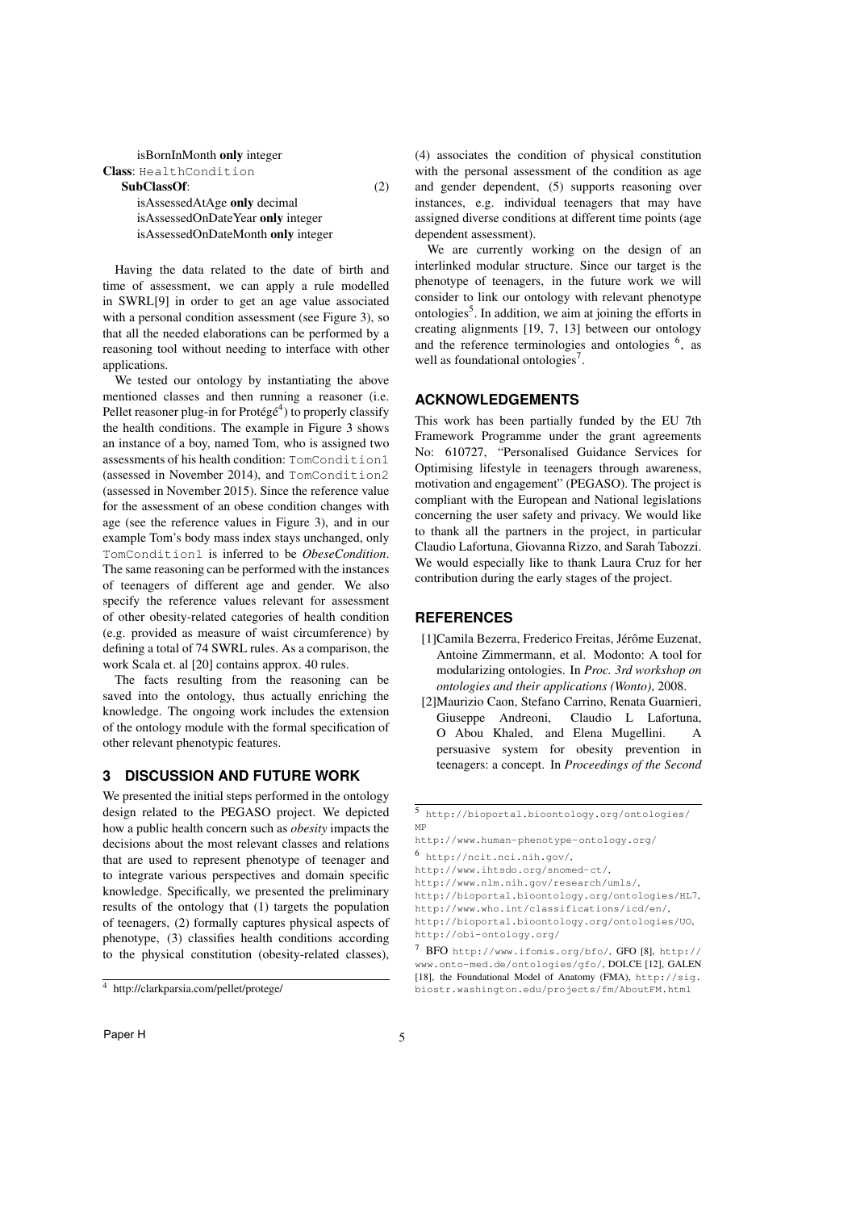isBornInMonth **only** integer

**Class**: HealthCondition

**SubClassOf**: (2)

isAssessedAtAge **only** decimal

isAssessedOnDateYear **only** integer

isAssessedOnDateMonth **only** integer

Having the data related to the date of birth and time of assessment, we can apply a rule modelled in SWRL[9] in order to get an age value associated with a personal condition assessment (see Figure 3), so that all the needed elaborations can be performed by a reasoning tool without needing to interface with other applications.

We tested our ontology by instantiating the above mentioned classes and then running a reasoner (i.e. Pellet reasoner plug-in for Protégé[4]) to properly classify the health conditions. The example in Figure 3 shows an instance of a boy, named Tom, who is assigned two assessments of his health condition: TomCondition1 (assessed in November 2014), and TomCondition2 (assessed in November 2015). Since the reference value for the assessment of an obese condition changes with age (see the reference values in Figure 3), and in our example Tom's body mass index stays unchanged, only TomCondition1 is inferred to be *ObeseCondition*. The same reasoning can be performed with the instances of teenagers of different age and gender. We also specify the reference values relevant for assessment of other obesity-related categories of health condition (e.g. provided as measure of waist circumference) by defining a total of 74 SWRL rules. As a comparison, the work Scala et. al [20] contains approx. 40 rules.

The facts resulting from the reasoning can be saved into the ontology, thus actually enriching the knowledge. The ongoing work includes the extension of the ontology module with the formal specification of other relevant phenotypic features.

## 3 DISCUSSION AND FUTURE WORK

We presented the initial steps performed in the ontology design related to the PEGASO project. We depicted how a public health concern such as *obesity* impacts the decisions about the most relevant classes and relations that are used to represent phenotype of teenager and to integrate various perspectives and domain specific knowledge. Specifically, we presented the preliminary results of the ontology that (1) targets the population of teenagers, (2) formally captures physical aspects of phenotype, (3) classifies health conditions according to the physical constitution (obesity-related classes), (4) associates the condition of physical constitution with the personal assessment of the condition as age and gender dependent, (5) supports reasoning over instances, e.g. individual teenagers that may have assigned diverse conditions at different time points (age dependent assessment).

We are currently working on the design of an interlinked modular structure. Since our target is the phenotype of teenagers, in the future work we will consider to link our ontology with relevant phenotype ontologies[5]. In addition, we aim at joining the efforts in creating alignments [19, 7, 13] between our ontology and the reference terminologies and ontologies [6], as well as foundational ontologies[7].

## ACKNOWLEDGEMENTS

This work has been partially funded by the EU 7th Framework Programme under the grant agreements No: 610727, "Personalised Guidance Services for Optimising lifestyle in teenagers through awareness, motivation and engagement" (PEGASO). The project is compliant with the European and National legislations concerning the user safety and privacy. We would like to thank all the partners in the project, in particular Claudio Lafortuna, Giovanna Rizzo, and Sarah Tabozzi. We would especially like to thank Laura Cruz for her contribution during the early stages of the project.

## REFERENCES

[1] Camila Bezerra, Frederico Freitas, Jérôme Euzenat, Antoine Zimmermann, et al. Modonto: A tool for modularizing ontologies. In *Proc. 3rd workshop on ontologies and their applications (Wonto)*, 2008.

[2] Maurizio Caon, Stefano Carrino, Renata Guarnieri, Giuseppe Andreoni, Claudio L Lafortuna, O Abou Khaled, and Elena Mugellini. A persuasive system for obesity prevention in teenagers: a concept. In *Proceedings of the Second*

---

[4] http://clarkparsia.com/pellet/protege/

[5] http://bioportal.bioontology.org/ontologies/MP
http://www.human-phenotype-ontology.org/

[6] http://ncit.nci.nih.gov/,
http://www.ihtsdo.org/snomed-ct/,
http://www.nlm.nih.gov/research/umls/,
http://bioportal.bioontology.org/ontologies/HL7,
http://www.who.int/classifications/icd/en/,
http://bioportal.bioontology.org/ontologies/UO,
http://obi-ontology.org/

[7] BFO http://www.ifomis.org/bfo/, GFO [8], http://www.onto-med.de/ontologies/gfo/, DOLCE [12], GALEN [18], the Foundational Model of Anatomy (FMA), http://sig.biostr.washington.edu/projects/fm/AboutFM.html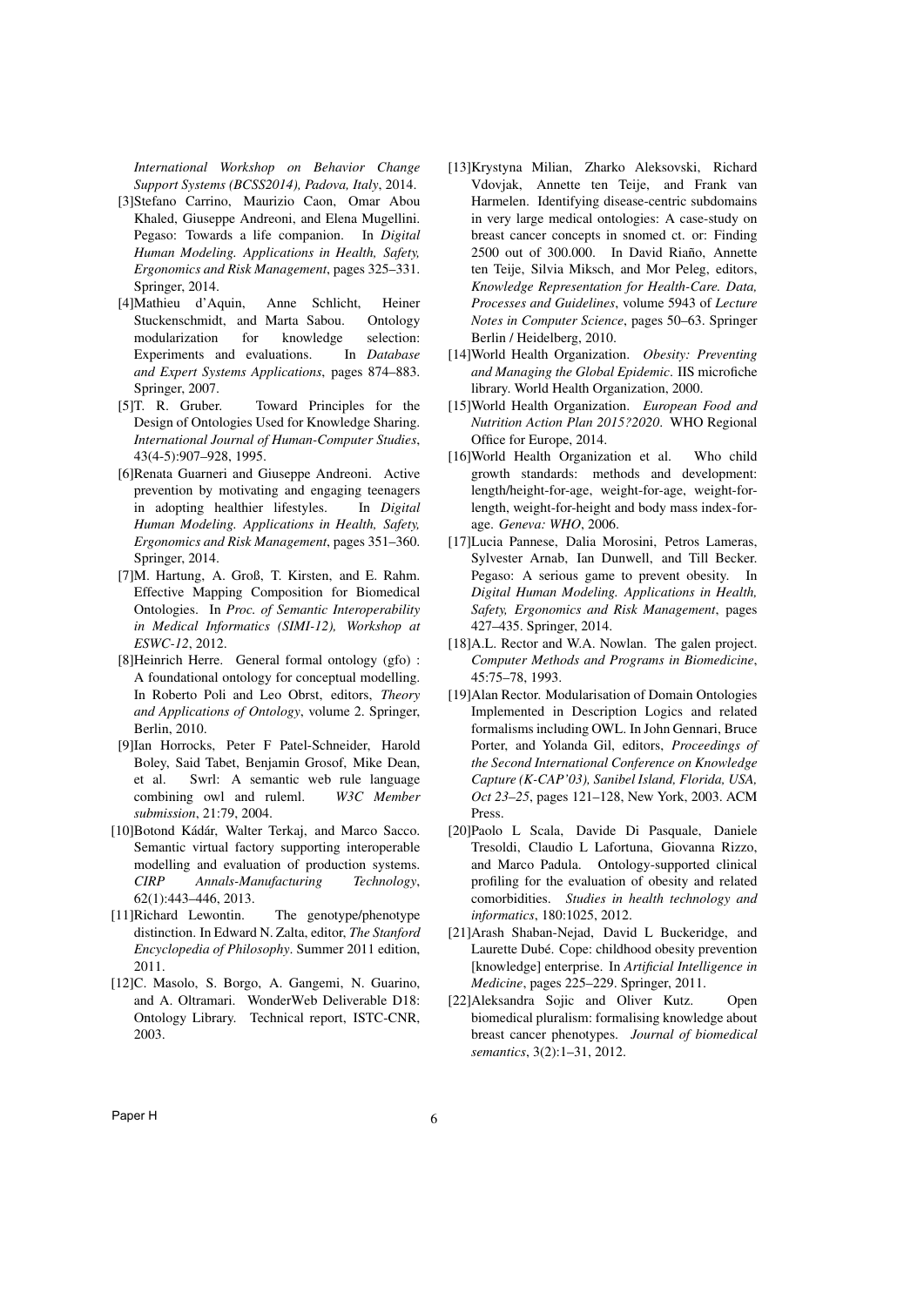*International Workshop on Behavior Change Support Systems (BCSS2014), Padova, Italy*, 2014.

[3]Stefano Carrino, Maurizio Caon, Omar Abou Khaled, Giuseppe Andreoni, and Elena Mugellini. Pegaso: Towards a life companion. In *Digital Human Modeling. Applications in Health, Safety, Ergonomics and Risk Management*, pages 325–331. Springer, 2014.

[4]Mathieu d'Aquin, Anne Schlicht, Heiner Stuckenschmidt, and Marta Sabou. Ontology modularization for knowledge selection: Experiments and evaluations. In *Database and Expert Systems Applications*, pages 874–883. Springer, 2007.

[5]T. R. Gruber. Toward Principles for the Design of Ontologies Used for Knowledge Sharing. *International Journal of Human-Computer Studies*, 43(4-5):907–928, 1995.

[6]Renata Guarneri and Giuseppe Andreoni. Active prevention by motivating and engaging teenagers in adopting healthier lifestyles. In *Digital Human Modeling. Applications in Health, Safety, Ergonomics and Risk Management*, pages 351–360. Springer, 2014.

[7]M. Hartung, A. Groß, T. Kirsten, and E. Rahm. Effective Mapping Composition for Biomedical Ontologies. In *Proc. of Semantic Interoperability in Medical Informatics (SIMI-12), Workshop at ESWC-12*, 2012.

[8]Heinrich Herre. General formal ontology (gfo) : A foundational ontology for conceptual modelling. In Roberto Poli and Leo Obrst, editors, *Theory and Applications of Ontology*, volume 2. Springer, Berlin, 2010.

[9]Ian Horrocks, Peter F Patel-Schneider, Harold Boley, Said Tabet, Benjamin Grosof, Mike Dean, et al. Swrl: A semantic web rule language combining owl and ruleml. *W3C Member submission*, 21:79, 2004.

[10]Botond Kádár, Walter Terkaj, and Marco Sacco. Semantic virtual factory supporting interoperable modelling and evaluation of production systems. *CIRP Annals-Manufacturing Technology*, 62(1):443–446, 2013.

[11]Richard Lewontin. The genotype/phenotype distinction. In Edward N. Zalta, editor, *The Stanford Encyclopedia of Philosophy*. Summer 2011 edition, 2011.

[12]C. Masolo, S. Borgo, A. Gangemi, N. Guarino, and A. Oltramari. WonderWeb Deliverable D18: Ontology Library. Technical report, ISTC-CNR, 2003.

[13]Krystyna Milian, Zharko Aleksovski, Richard Vdovjak, Annette ten Teije, and Frank van Harmelen. Identifying disease-centric subdomains in very large medical ontologies: A case-study on breast cancer concepts in snomed ct. or: Finding 2500 out of 300.000. In David Riaño, Annette ten Teije, Silvia Miksch, and Mor Peleg, editors, *Knowledge Representation for Health-Care. Data, Processes and Guidelines*, volume 5943 of *Lecture Notes in Computer Science*, pages 50–63. Springer Berlin / Heidelberg, 2010.

[14]World Health Organization. *Obesity: Preventing and Managing the Global Epidemic*. IIS microfiche library. World Health Organization, 2000.

[15]World Health Organization. *European Food and Nutrition Action Plan 2015?2020*. WHO Regional Office for Europe, 2014.

[16]World Health Organization et al. Who child growth standards: methods and development: length/height-for-age, weight-for-age, weight-for-length, weight-for-height and body mass index-for-age. *Geneva: WHO*, 2006.

[17]Lucia Pannese, Dalia Morosini, Petros Lameras, Sylvester Arnab, Ian Dunwell, and Till Becker. Pegaso: A serious game to prevent obesity. In *Digital Human Modeling. Applications in Health, Safety, Ergonomics and Risk Management*, pages 427–435. Springer, 2014.

[18]A.L. Rector and W.A. Nowlan. The galen project. *Computer Methods and Programs in Biomedicine*, 45:75–78, 1993.

[19]Alan Rector. Modularisation of Domain Ontologies Implemented in Description Logics and related formalisms including OWL. In John Gennari, Bruce Porter, and Yolanda Gil, editors, *Proceedings of the Second International Conference on Knowledge Capture (K-CAP'03), Sanibel Island, Florida, USA, Oct 23–25*, pages 121–128, New York, 2003. ACM Press.

[20]Paolo L Scala, Davide Di Pasquale, Daniele Tresoldi, Claudio L Lafortuna, Giovanna Rizzo, and Marco Padula. Ontology-supported clinical profiling for the evaluation of obesity and related comorbidities. *Studies in health technology and informatics*, 180:1025, 2012.

[21]Arash Shaban-Nejad, David L Buckeridge, and Laurette Dubé. Cope: childhood obesity prevention [knowledge] enterprise. In *Artificial Intelligence in Medicine*, pages 225–229. Springer, 2011.

[22]Aleksandra Sojic and Oliver Kutz. Open biomedical pluralism: formalising knowledge about breast cancer phenotypes. *Journal of biomedical semantics*, 3(2):1–31, 2012.